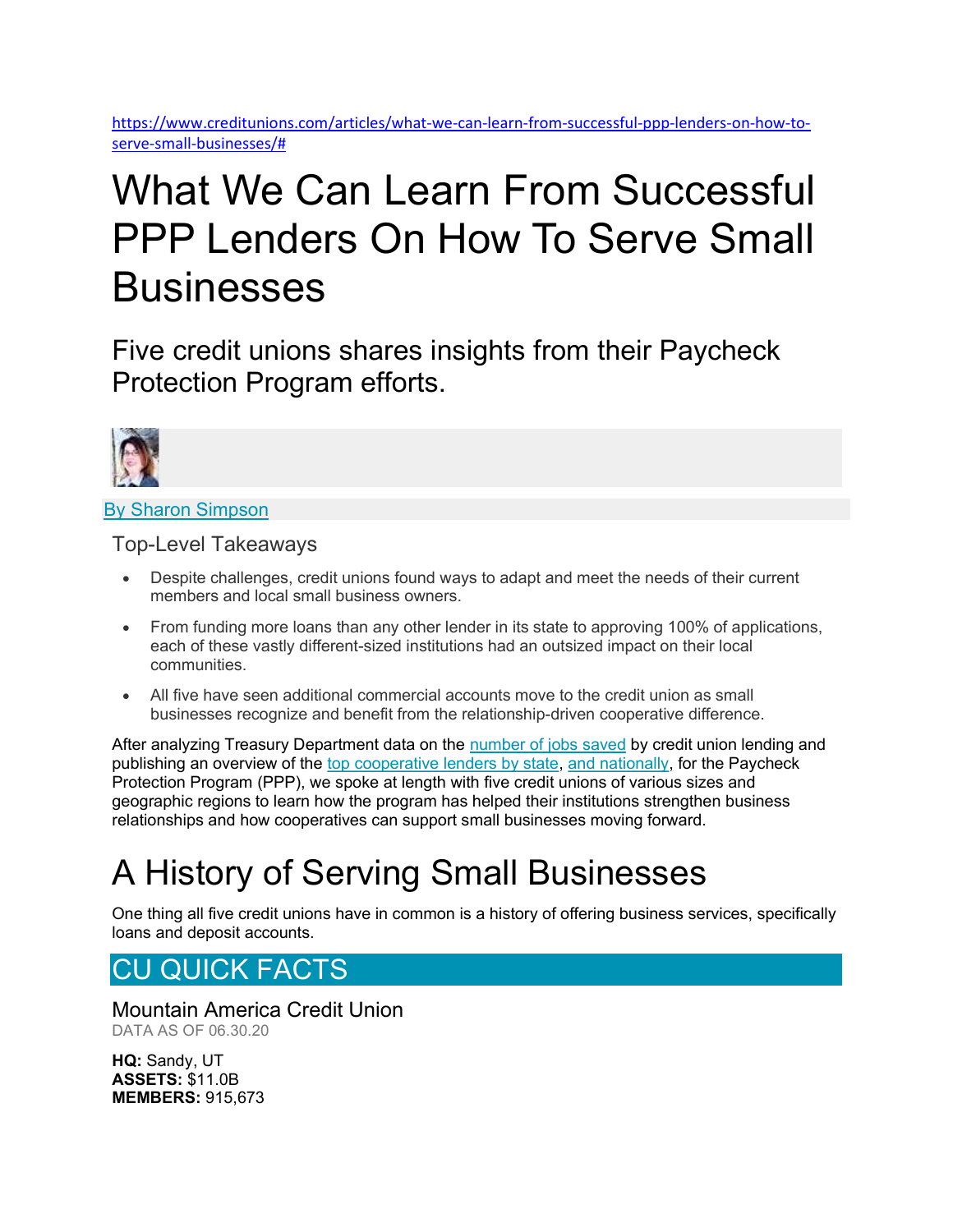https://www.creditunions.com/articles/what-we-can-learn-from-successful-ppp-lenders-on-how-to-serve-small-businesses/#

# What We Can Learn From Successful PPP Lenders On How To Serve Small Businesses

## Five credit unions shares insights from their Paycheck Protection Program efforts.

By Sharon Simpson

### Top-Level Takeaways

- Despite challenges, credit unions found ways to adapt and meet the needs of their current members and local small business owners.
- From funding more loans than any other lender in its state to approving 100% of applications, each of these vastly different-sized institutions had an outsized impact on their local communities.
- All five have seen additional commercial accounts move to the credit union as small businesses recognize and benefit from the relationship-driven cooperative difference.

After analyzing Treasury Department data on the number of jobs saved by credit union lending and publishing an overview of the top cooperative lenders by state, and nationally, for the Paycheck Protection Program (PPP), we spoke at length with five credit unions of various sizes and geographic regions to learn how the program has helped their institutions strengthen business relationships and how cooperatives can support small businesses moving forward.

# A History of Serving Small Businesses

One thing all five credit unions have in common is a history of offering business services, specifically loans and deposit accounts.

## CU QUICK FACTS

### Mountain America Credit Union

DATA AS OF 06.30.20

**HQ:** Sandy, UT
**ASSETS:** $11.0B
**MEMBERS:** 915,673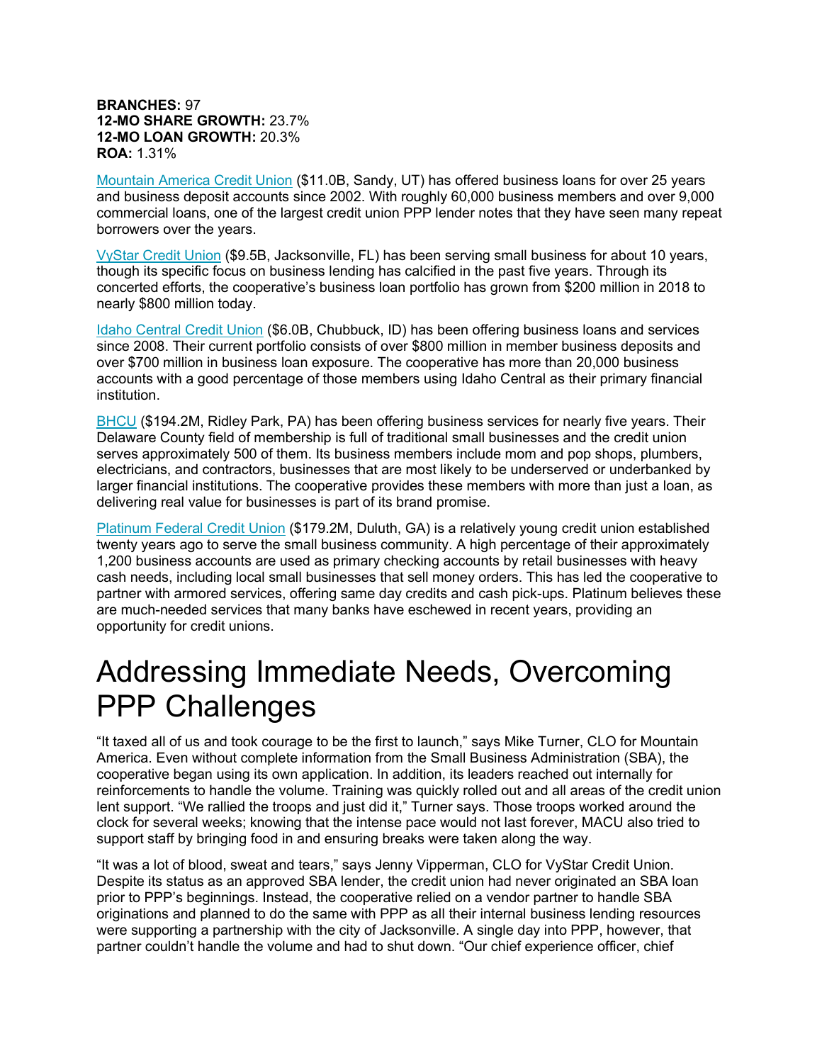**BRANCHES:** 97
**12-MO SHARE GROWTH:** 23.7%
**12-MO LOAN GROWTH:** 20.3%
**ROA:** 1.31%

Mountain America Credit Union ($11.0B, Sandy, UT) has offered business loans for over 25 years and business deposit accounts since 2002. With roughly 60,000 business members and over 9,000 commercial loans, one of the largest credit union PPP lender notes that they have seen many repeat borrowers over the years.

VyStar Credit Union ($9.5B, Jacksonville, FL) has been serving small business for about 10 years, though its specific focus on business lending has calcified in the past five years. Through its concerted efforts, the cooperative's business loan portfolio has grown from $200 million in 2018 to nearly $800 million today.

Idaho Central Credit Union ($6.0B, Chubbuck, ID) has been offering business loans and services since 2008. Their current portfolio consists of over $800 million in member business deposits and over $700 million in business loan exposure. The cooperative has more than 20,000 business accounts with a good percentage of those members using Idaho Central as their primary financial institution.

BHCU ($194.2M, Ridley Park, PA) has been offering business services for nearly five years. Their Delaware County field of membership is full of traditional small businesses and the credit union serves approximately 500 of them. Its business members include mom and pop shops, plumbers, electricians, and contractors, businesses that are most likely to be underserved or underbanked by larger financial institutions. The cooperative provides these members with more than just a loan, as delivering real value for businesses is part of its brand promise.

Platinum Federal Credit Union ($179.2M, Duluth, GA) is a relatively young credit union established twenty years ago to serve the small business community. A high percentage of their approximately 1,200 business accounts are used as primary checking accounts by retail businesses with heavy cash needs, including local small businesses that sell money orders. This has led the cooperative to partner with armored services, offering same day credits and cash pick-ups. Platinum believes these are much-needed services that many banks have eschewed in recent years, providing an opportunity for credit unions.

# Addressing Immediate Needs, Overcoming PPP Challenges

"It taxed all of us and took courage to be the first to launch," says Mike Turner, CLO for Mountain America. Even without complete information from the Small Business Administration (SBA), the cooperative began using its own application. In addition, its leaders reached out internally for reinforcements to handle the volume. Training was quickly rolled out and all areas of the credit union lent support. "We rallied the troops and just did it," Turner says. Those troops worked around the clock for several weeks; knowing that the intense pace would not last forever, MACU also tried to support staff by bringing food in and ensuring breaks were taken along the way.

"It was a lot of blood, sweat and tears," says Jenny Vipperman, CLO for VyStar Credit Union. Despite its status as an approved SBA lender, the credit union had never originated an SBA loan prior to PPP's beginnings. Instead, the cooperative relied on a vendor partner to handle SBA originations and planned to do the same with PPP as all their internal business lending resources were supporting a partnership with the city of Jacksonville. A single day into PPP, however, that partner couldn't handle the volume and had to shut down. "Our chief experience officer, chief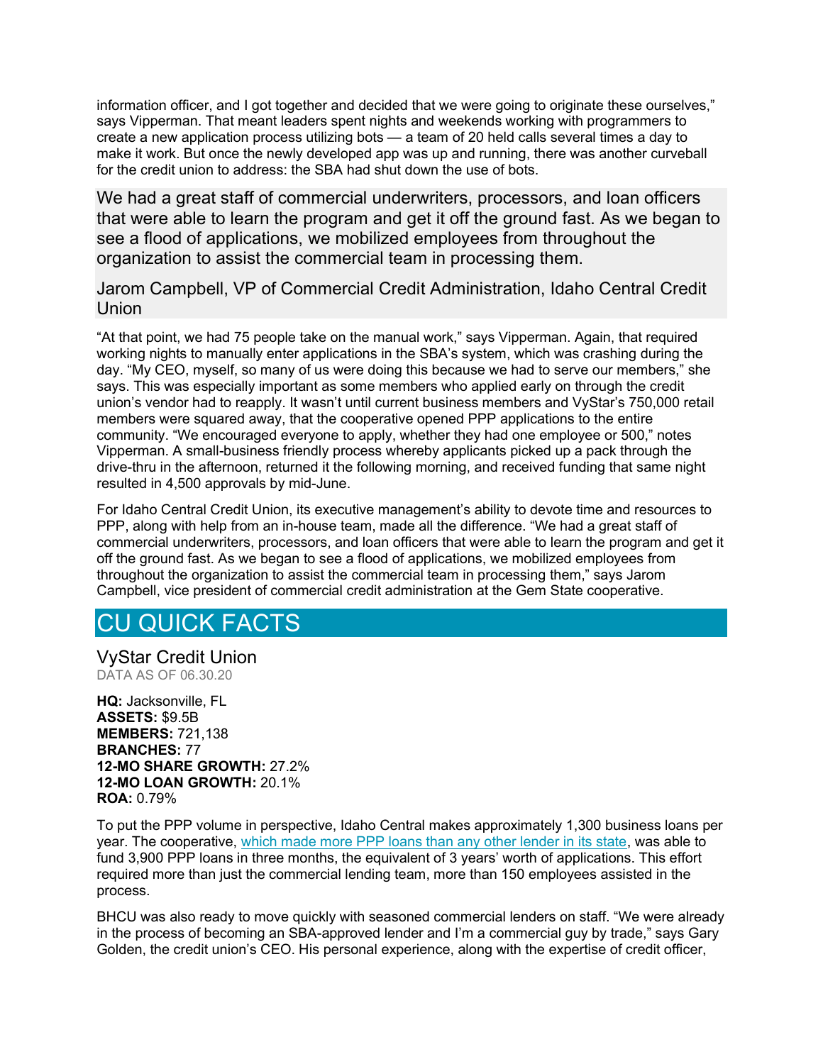information officer, and I got together and decided that we were going to originate these ourselves," says Vipperman. That meant leaders spent nights and weekends working with programmers to create a new application process utilizing bots — a team of 20 held calls several times a day to make it work. But once the newly developed app was up and running, there was another curveball for the credit union to address: the SBA had shut down the use of bots.

> We had a great staff of commercial underwriters, processors, and loan officers that were able to learn the program and get it off the ground fast. As we began to see a flood of applications, we mobilized employees from throughout the organization to assist the commercial team in processing them.
>
> Jarom Campbell, VP of Commercial Credit Administration, Idaho Central Credit Union

"At that point, we had 75 people take on the manual work," says Vipperman. Again, that required working nights to manually enter applications in the SBA's system, which was crashing during the day. "My CEO, myself, so many of us were doing this because we had to serve our members," she says. This was especially important as some members who applied early on through the credit union's vendor had to reapply. It wasn't until current business members and VyStar's 750,000 retail members were squared away, that the cooperative opened PPP applications to the entire community. "We encouraged everyone to apply, whether they had one employee or 500," notes Vipperman. A small-business friendly process whereby applicants picked up a pack through the drive-thru in the afternoon, returned it the following morning, and received funding that same night resulted in 4,500 approvals by mid-June.

For Idaho Central Credit Union, its executive management's ability to devote time and resources to PPP, along with help from an in-house team, made all the difference. "We had a great staff of commercial underwriters, processors, and loan officers that were able to learn the program and get it off the ground fast. As we began to see a flood of applications, we mobilized employees from throughout the organization to assist the commercial team in processing them," says Jarom Campbell, vice president of commercial credit administration at the Gem State cooperative.

## CU QUICK FACTS

### VyStar Credit Union

DATA AS OF 06.30.20

**HQ:** Jacksonville, FL
**ASSETS:** $9.5B
**MEMBERS:** 721,138
**BRANCHES:** 77
**12-MO SHARE GROWTH:** 27.2%
**12-MO LOAN GROWTH:** 20.1%
**ROA:** 0.79%

To put the PPP volume in perspective, Idaho Central makes approximately 1,300 business loans per year. The cooperative, which made more PPP loans than any other lender in its state, was able to fund 3,900 PPP loans in three months, the equivalent of 3 years' worth of applications. This effort required more than just the commercial lending team, more than 150 employees assisted in the process.

BHCU was also ready to move quickly with seasoned commercial lenders on staff. "We were already in the process of becoming an SBA-approved lender and I'm a commercial guy by trade," says Gary Golden, the credit union's CEO. His personal experience, along with the expertise of credit officer,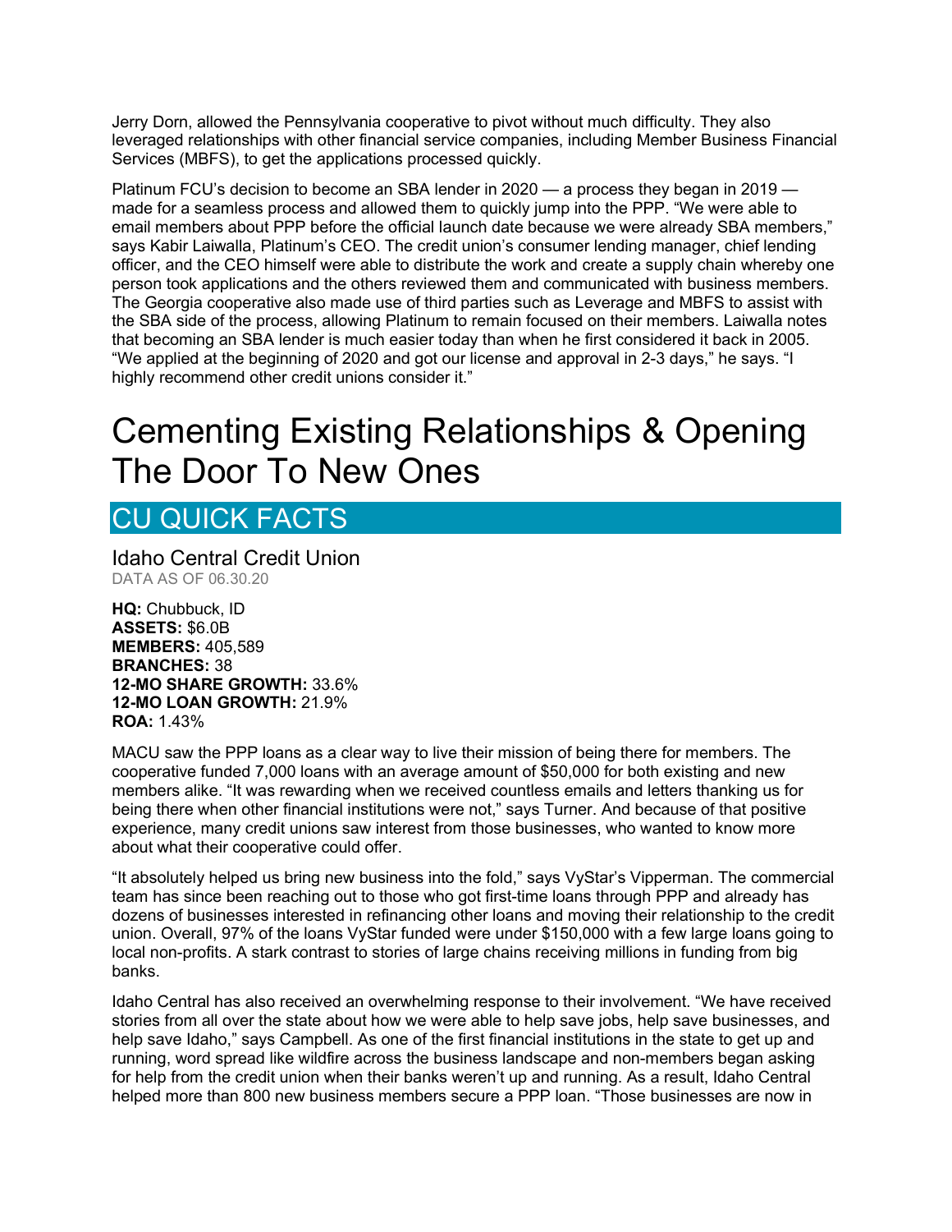Jerry Dorn, allowed the Pennsylvania cooperative to pivot without much difficulty. They also leveraged relationships with other financial service companies, including Member Business Financial Services (MBFS), to get the applications processed quickly.

Platinum FCU's decision to become an SBA lender in 2020 — a process they began in 2019 — made for a seamless process and allowed them to quickly jump into the PPP. "We were able to email members about PPP before the official launch date because we were already SBA members," says Kabir Laiwalla, Platinum's CEO. The credit union's consumer lending manager, chief lending officer, and the CEO himself were able to distribute the work and create a supply chain whereby one person took applications and the others reviewed them and communicated with business members. The Georgia cooperative also made use of third parties such as Leverage and MBFS to assist with the SBA side of the process, allowing Platinum to remain focused on their members. Laiwalla notes that becoming an SBA lender is much easier today than when he first considered it back in 2005. "We applied at the beginning of 2020 and got our license and approval in 2-3 days," he says. "I highly recommend other credit unions consider it."

# Cementing Existing Relationships & Opening The Door To New Ones

## CU QUICK FACTS

### Idaho Central Credit Union

DATA AS OF 06.30.20

**HQ:** Chubbuck, ID
**ASSETS:** $6.0B
**MEMBERS:** 405,589
**BRANCHES:** 38
**12-MO SHARE GROWTH:** 33.6%
**12-MO LOAN GROWTH:** 21.9%
**ROA:** 1.43%

MACU saw the PPP loans as a clear way to live their mission of being there for members. The cooperative funded 7,000 loans with an average amount of $50,000 for both existing and new members alike. "It was rewarding when we received countless emails and letters thanking us for being there when other financial institutions were not," says Turner. And because of that positive experience, many credit unions saw interest from those businesses, who wanted to know more about what their cooperative could offer.

"It absolutely helped us bring new business into the fold," says VyStar's Vipperman. The commercial team has since been reaching out to those who got first-time loans through PPP and already has dozens of businesses interested in refinancing other loans and moving their relationship to the credit union. Overall, 97% of the loans VyStar funded were under $150,000 with a few large loans going to local non-profits. A stark contrast to stories of large chains receiving millions in funding from big banks.

Idaho Central has also received an overwhelming response to their involvement. "We have received stories from all over the state about how we were able to help save jobs, help save businesses, and help save Idaho," says Campbell. As one of the first financial institutions in the state to get up and running, word spread like wildfire across the business landscape and non-members began asking for help from the credit union when their banks weren't up and running. As a result, Idaho Central helped more than 800 new business members secure a PPP loan. "Those businesses are now in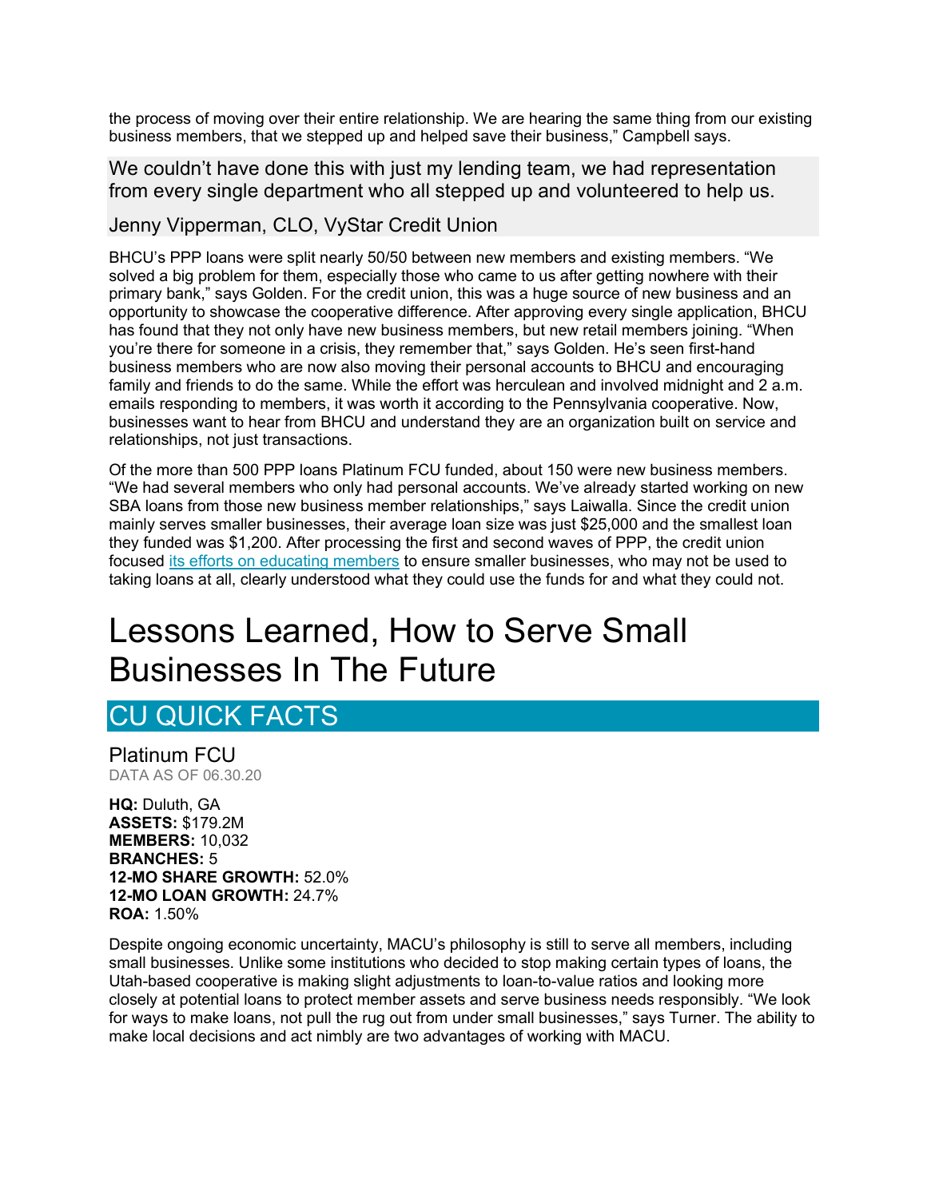the process of moving over their entire relationship. We are hearing the same thing from our existing business members, that we stepped up and helped save their business," Campbell says.

> We couldn't have done this with just my lending team, we had representation from every single department who all stepped up and volunteered to help us.
>
> Jenny Vipperman, CLO, VyStar Credit Union

BHCU's PPP loans were split nearly 50/50 between new members and existing members. "We solved a big problem for them, especially those who came to us after getting nowhere with their primary bank," says Golden. For the credit union, this was a huge source of new business and an opportunity to showcase the cooperative difference. After approving every single application, BHCU has found that they not only have new business members, but new retail members joining. "When you're there for someone in a crisis, they remember that," says Golden. He's seen first-hand business members who are now also moving their personal accounts to BHCU and encouraging family and friends to do the same. While the effort was herculean and involved midnight and 2 a.m. emails responding to members, it was worth it according to the Pennsylvania cooperative. Now, businesses want to hear from BHCU and understand they are an organization built on service and relationships, not just transactions.

Of the more than 500 PPP loans Platinum FCU funded, about 150 were new business members. "We had several members who only had personal accounts. We've already started working on new SBA loans from those new business member relationships," says Laiwalla. Since the credit union mainly serves smaller businesses, their average loan size was just $25,000 and the smallest loan they funded was $1,200. After processing the first and second waves of PPP, the credit union focused its efforts on educating members to ensure smaller businesses, who may not be used to taking loans at all, clearly understood what they could use the funds for and what they could not.

# Lessons Learned, How to Serve Small Businesses In The Future

## CU QUICK FACTS

### Platinum FCU

DATA AS OF 06.30.20

**HQ:** Duluth, GA
**ASSETS:** $179.2M
**MEMBERS:** 10,032
**BRANCHES:** 5
**12-MO SHARE GROWTH:** 52.0%
**12-MO LOAN GROWTH:** 24.7%
**ROA:** 1.50%

Despite ongoing economic uncertainty, MACU's philosophy is still to serve all members, including small businesses. Unlike some institutions who decided to stop making certain types of loans, the Utah-based cooperative is making slight adjustments to loan-to-value ratios and looking more closely at potential loans to protect member assets and serve business needs responsibly. "We look for ways to make loans, not pull the rug out from under small businesses," says Turner. The ability to make local decisions and act nimbly are two advantages of working with MACU.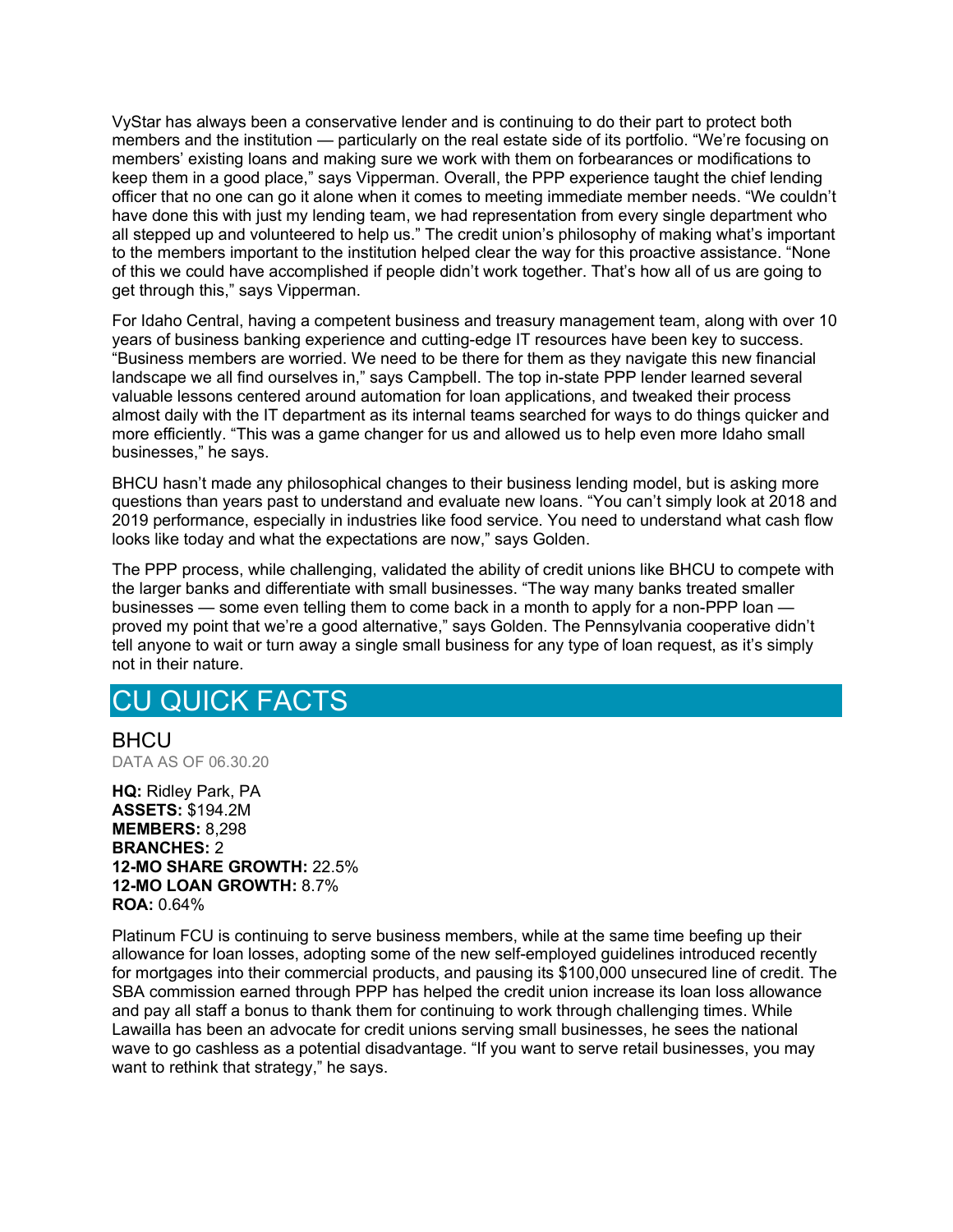VyStar has always been a conservative lender and is continuing to do their part to protect both members and the institution — particularly on the real estate side of its portfolio. "We're focusing on members' existing loans and making sure we work with them on forbearances or modifications to keep them in a good place," says Vipperman. Overall, the PPP experience taught the chief lending officer that no one can go it alone when it comes to meeting immediate member needs. "We couldn't have done this with just my lending team, we had representation from every single department who all stepped up and volunteered to help us." The credit union's philosophy of making what's important to the members important to the institution helped clear the way for this proactive assistance. "None of this we could have accomplished if people didn't work together. That's how all of us are going to get through this," says Vipperman.

For Idaho Central, having a competent business and treasury management team, along with over 10 years of business banking experience and cutting-edge IT resources have been key to success. "Business members are worried. We need to be there for them as they navigate this new financial landscape we all find ourselves in," says Campbell. The top in-state PPP lender learned several valuable lessons centered around automation for loan applications, and tweaked their process almost daily with the IT department as its internal teams searched for ways to do things quicker and more efficiently. "This was a game changer for us and allowed us to help even more Idaho small businesses," he says.

BHCU hasn't made any philosophical changes to their business lending model, but is asking more questions than years past to understand and evaluate new loans. "You can't simply look at 2018 and 2019 performance, especially in industries like food service. You need to understand what cash flow looks like today and what the expectations are now," says Golden.

The PPP process, while challenging, validated the ability of credit unions like BHCU to compete with the larger banks and differentiate with small businesses. "The way many banks treated smaller businesses — some even telling them to come back in a month to apply for a non-PPP loan — proved my point that we're a good alternative," says Golden. The Pennsylvania cooperative didn't tell anyone to wait or turn away a single small business for any type of loan request, as it's simply not in their nature.

## CU QUICK FACTS

### BHCU

DATA AS OF 06.30.20

**HQ:** Ridley Park, PA
**ASSETS:** $194.2M
**MEMBERS:** 8,298
**BRANCHES:** 2
**12-MO SHARE GROWTH:** 22.5%
**12-MO LOAN GROWTH:** 8.7%
**ROA:** 0.64%

Platinum FCU is continuing to serve business members, while at the same time beefing up their allowance for loan losses, adopting some of the new self-employed guidelines introduced recently for mortgages into their commercial products, and pausing its $100,000 unsecured line of credit. The SBA commission earned through PPP has helped the credit union increase its loan loss allowance and pay all staff a bonus to thank them for continuing to work through challenging times. While Lawailla has been an advocate for credit unions serving small businesses, he sees the national wave to go cashless as a potential disadvantage. "If you want to serve retail businesses, you may want to rethink that strategy," he says.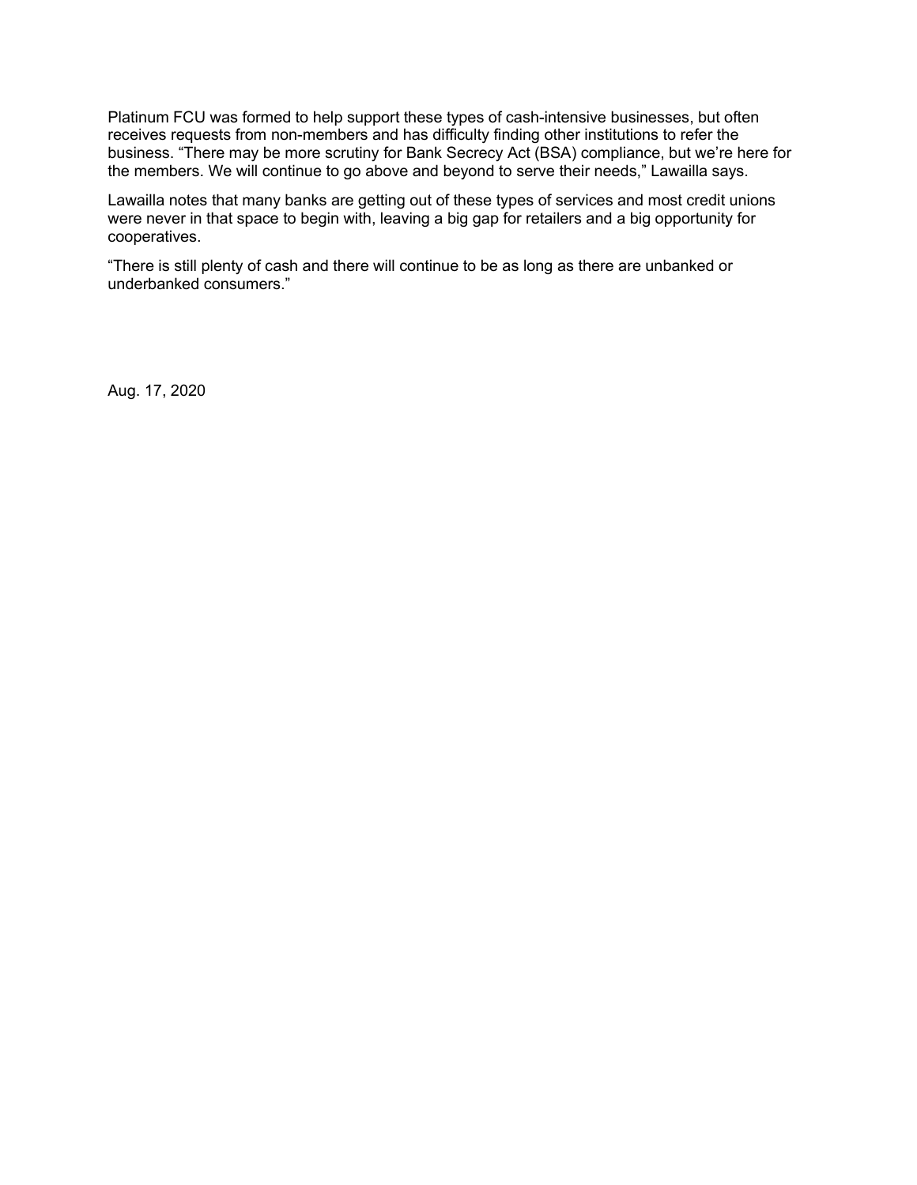Platinum FCU was formed to help support these types of cash-intensive businesses, but often receives requests from non-members and has difficulty finding other institutions to refer the business. “There may be more scrutiny for Bank Secrecy Act (BSA) compliance, but we’re here for the members. We will continue to go above and beyond to serve their needs,” Lawailla says.

Lawailla notes that many banks are getting out of these types of services and most credit unions were never in that space to begin with, leaving a big gap for retailers and a big opportunity for cooperatives.

“There is still plenty of cash and there will continue to be as long as there are unbanked or underbanked consumers.”

Aug. 17, 2020